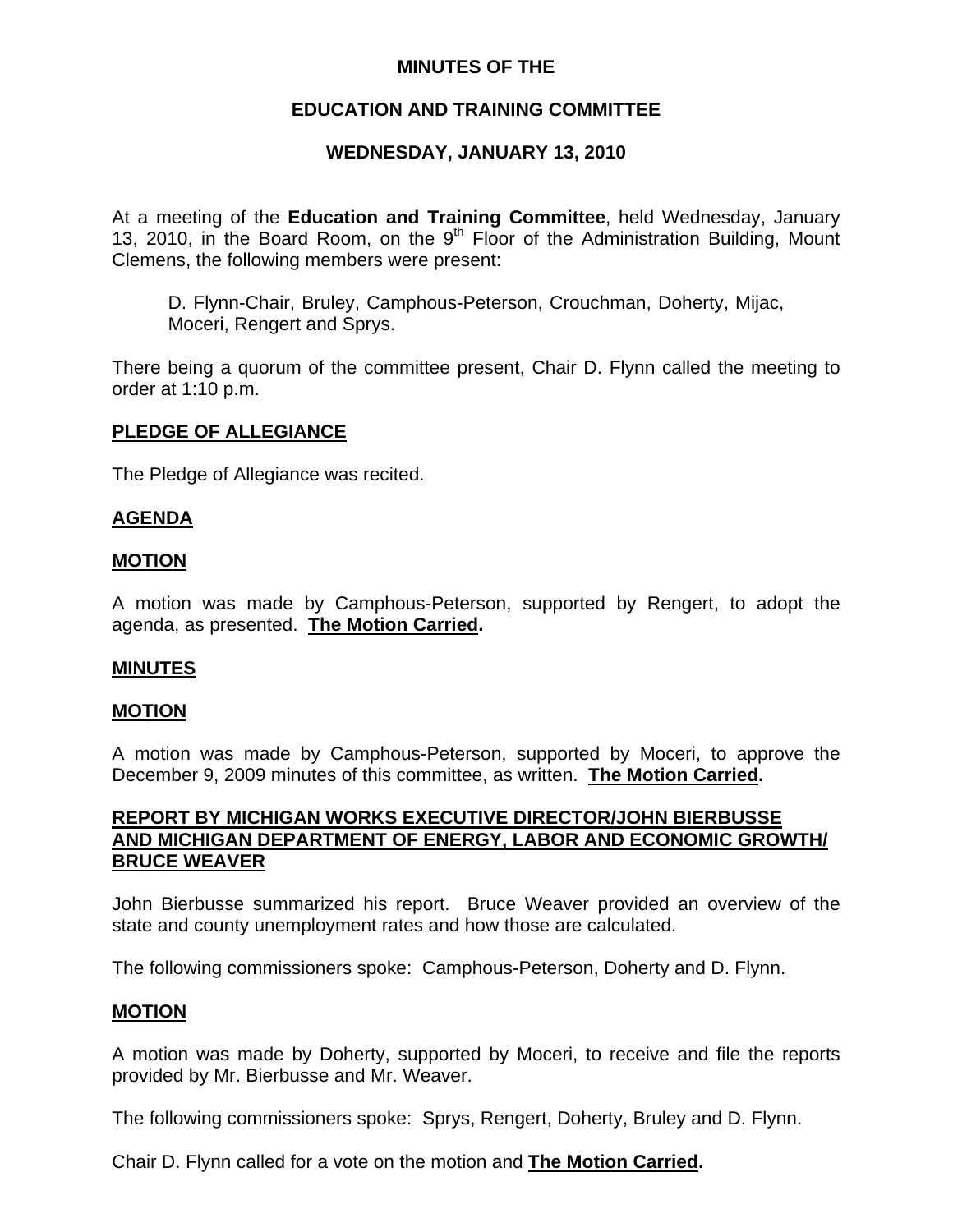**MINUTES OF THE**

**EDUCATION AND TRAINING COMMITTEE**

**WEDNESDAY, JANUARY 13, 2010**

At a meeting of the **Education and Training Committee**, held Wednesday, January 13, 2010, in the Board Room, on the 9th Floor of the Administration Building, Mount Clemens, the following members were present:

D. Flynn-Chair, Bruley, Camphous-Peterson, Crouchman, Doherty, Mijac, Moceri, Rengert and Sprys.

There being a quorum of the committee present, Chair D. Flynn called the meeting to order at 1:10 p.m.

**PLEDGE OF ALLEGIANCE**

The Pledge of Allegiance was recited.

**AGENDA**

**MOTION**

A motion was made by Camphous-Peterson, supported by Rengert, to adopt the agenda, as presented. **The Motion Carried.**

**MINUTES**

**MOTION**

A motion was made by Camphous-Peterson, supported by Moceri, to approve the December 9, 2009 minutes of this committee, as written. **The Motion Carried.**

**REPORT BY MICHIGAN WORKS EXECUTIVE DIRECTOR/JOHN BIERBUSSE AND MICHIGAN DEPARTMENT OF ENERGY, LABOR AND ECONOMIC GROWTH/ BRUCE WEAVER**

John Bierbusse summarized his report. Bruce Weaver provided an overview of the state and county unemployment rates and how those are calculated.

The following commissioners spoke: Camphous-Peterson, Doherty and D. Flynn.

**MOTION**

A motion was made by Doherty, supported by Moceri, to receive and file the reports provided by Mr. Bierbusse and Mr. Weaver.

The following commissioners spoke: Sprys, Rengert, Doherty, Bruley and D. Flynn.

Chair D. Flynn called for a vote on the motion and **The Motion Carried.**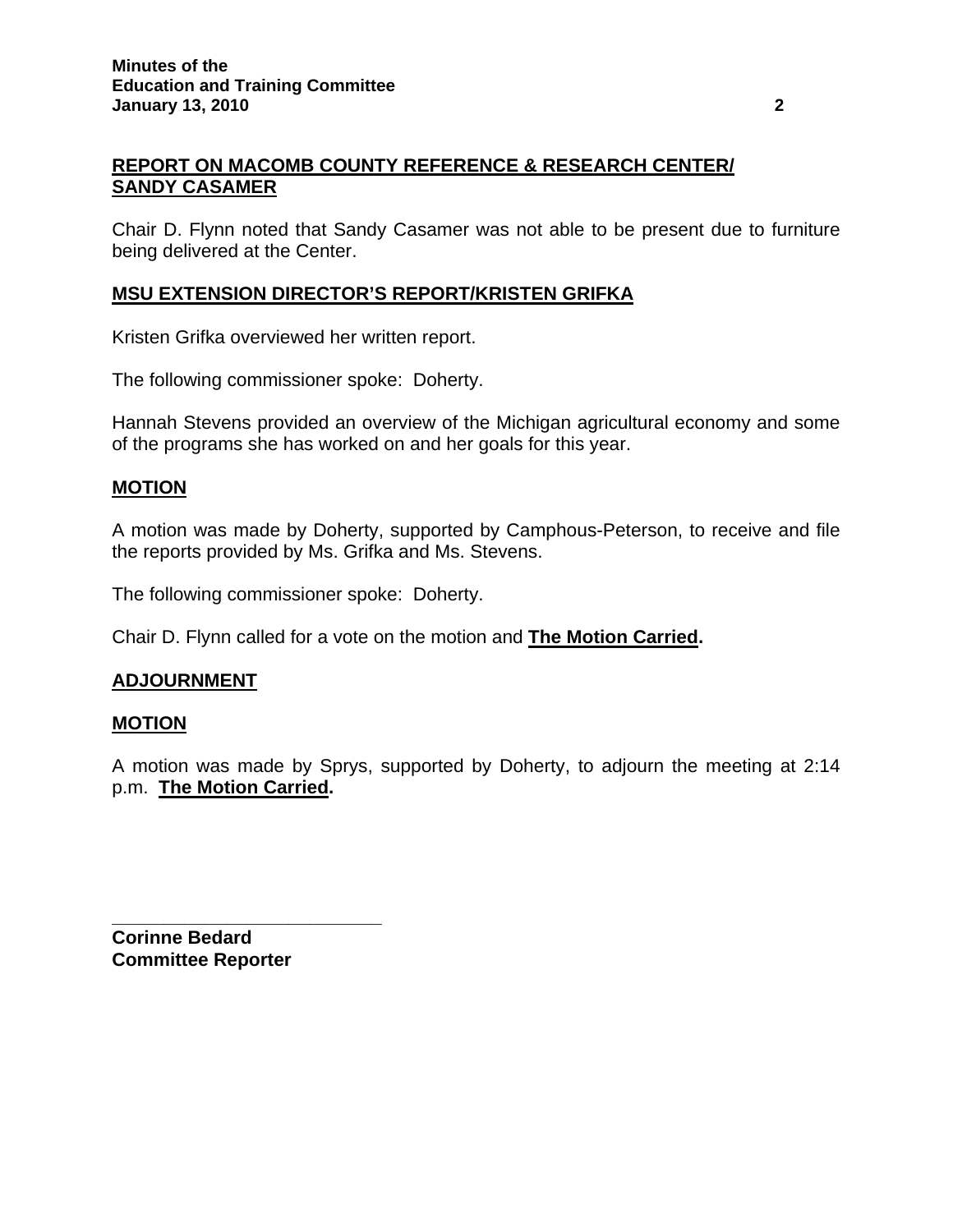## REPORT ON MACOMB COUNTY REFERENCE & RESEARCH CENTER/ SANDY CASAMER

Chair D. Flynn noted that Sandy Casamer was not able to be present due to furniture being delivered at the Center.

## MSU EXTENSION DIRECTOR'S REPORT/KRISTEN GRIFKA

Kristen Grifka overviewed her written report.

The following commissioner spoke: Doherty.

Hannah Stevens provided an overview of the Michigan agricultural economy and some of the programs she has worked on and her goals for this year.

## MOTION

A motion was made by Doherty, supported by Camphous-Peterson, to receive and file the reports provided by Ms. Grifka and Ms. Stevens.

The following commissioner spoke: Doherty.

Chair D. Flynn called for a vote on the motion and **The Motion Carried.**

## ADJOURNMENT

## MOTION

A motion was made by Sprys, supported by Doherty, to adjourn the meeting at 2:14 p.m. **The Motion Carried.**

\_\_\_\_\_\_\_\_\_\_\_\_\_\_\_\_\_\_\_\_\_\_\_\_\_\_\_\_

**Corinne Bedard**
**Committee Reporter**